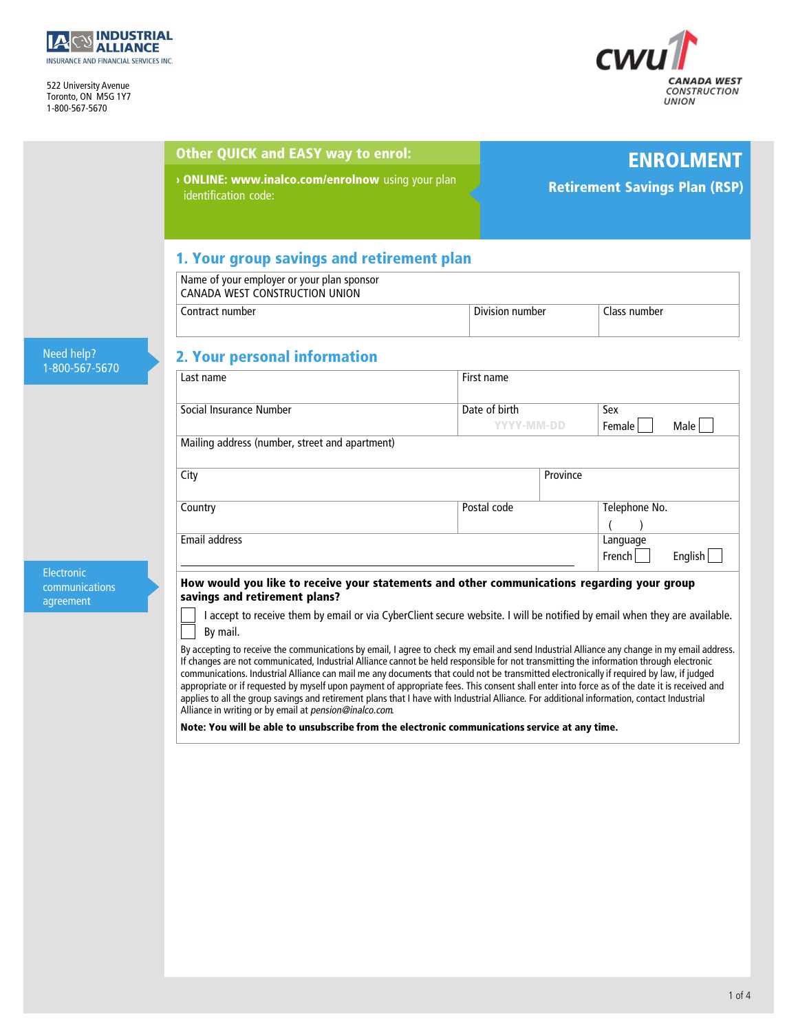INDUSTRIAL ALLIANCE
INSURANCE AND FINANCIAL SERVICES INC.

522 University Avenue
Toronto, ON M5G 1Y7
1-800-567-5670

CWU
CANADA WEST CONSTRUCTION UNION

**Other QUICK and EASY way to enrol:**

› **ONLINE: www.inalco.com/enrolnow** using your plan identification code:

# ENROLMENT

## Retirement Savings Plan (RSP)

## 1. Your group savings and retirement plan

| Name of your employer or your plan sponsor<br>CANADA WEST CONSTRUCTION UNION | | |
|---|---|---|
| Contract number | Division number | Class number |

Need help?
1-800-567-5670

## 2. Your personal information

| Last name | First name | |
|---|---|---|
| Social Insurance Number | Date of birth<br>YYYY-MM-DD | Sex<br>Female ☐ Male ☐ |
| Mailing address (number, street and apartment) | | |
| City | Province | |
| Country | Postal code | Telephone No.<br>( ) |
| Email address | | Language<br>French ☐ English ☐ |

Electronic communications agreement

**How would you like to receive your statements and other communications regarding your group savings and retirement plans?**

☐ I accept to receive them by email or via CyberClient secure website. I will be notified by email when they are available.

☐ By mail.

By accepting to receive the communications by email, I agree to check my email and send Industrial Alliance any change in my email address. If changes are not communicated, Industrial Alliance cannot be held responsible for not transmitting the information through electronic communications. Industrial Alliance can mail me any documents that could not be transmitted electronically if required by law, if judged appropriate or if requested by myself upon payment of appropriate fees. This consent shall enter into force as of the date it is received and applies to all the group savings and retirement plans that I have with Industrial Alliance. For additional information, contact Industrial Alliance in writing or by email at *pension@inalco.com*.

**Note: You will be able to unsubscribe from the electronic communications service at any time.**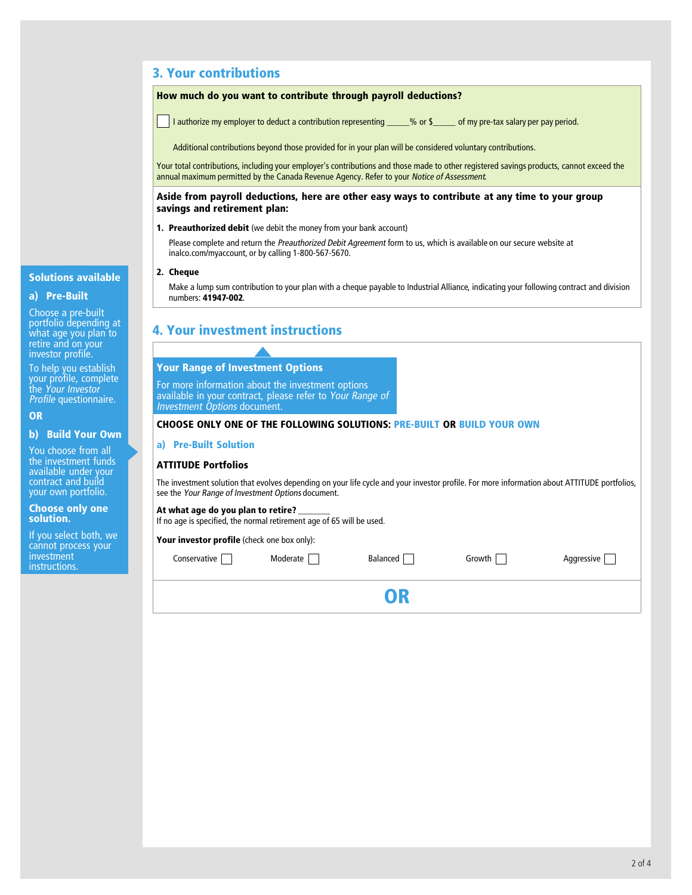## 3. Your contributions

**How much do you want to contribute through payroll deductions?**

☐ I authorize my employer to deduct a contribution representing ______% or $______ of my pre-tax salary per pay period.

Additional contributions beyond those provided for in your plan will be considered voluntary contributions.

Your total contributions, including your employer's contributions and those made to other registered savings products, cannot exceed the annual maximum permitted by the Canada Revenue Agency. Refer to your *Notice of Assessment*.

**Aside from payroll deductions, here are other easy ways to contribute at any time to your group savings and retirement plan:**

1. **Preauthorized debit** (we debit the money from your bank account)

   Please complete and return the *Preauthorized Debit Agreement* form to us, which is available on our secure website at inalco.com/myaccount, or by calling 1-800-567-5670.

2. **Cheque**

   Make a lump sum contribution to your plan with a cheque payable to Industrial Alliance, indicating your following contract and division numbers: **41947-002**.

## 4. Your investment instructions

**Solutions available**

**a) Pre-Built**

Choose a pre-built portfolio depending at what age you plan to retire and on your investor profile.

To help you establish your profile, complete the *Your Investor Profile* questionnaire.

**OR**

**b) Build Your Own**

You choose from all the investment funds available under your contract and build your own portfolio.

**Choose only one solution.**

If you select both, we cannot process your investment instructions.

**Your Range of Investment Options**

For more information about the investment options available in your contract, please refer to *Your Range of Investment Options* document.

**CHOOSE ONLY ONE OF THE FOLLOWING SOLUTIONS: PRE-BUILT OR BUILD YOUR OWN**

### a) Pre-Built Solution

**ATTITUDE Portfolios**

The investment solution that evolves depending on your life cycle and your investor profile. For more information about ATTITUDE portfolios, see the *Your Range of Investment Options* document.

**At what age do you plan to retire?** _______
If no age is specified, the normal retirement age of 65 will be used.

**Your investor profile** (check one box only):

Conservative ☐ Moderate ☐ Balanced ☐ Growth ☐ Aggressive ☐

**OR**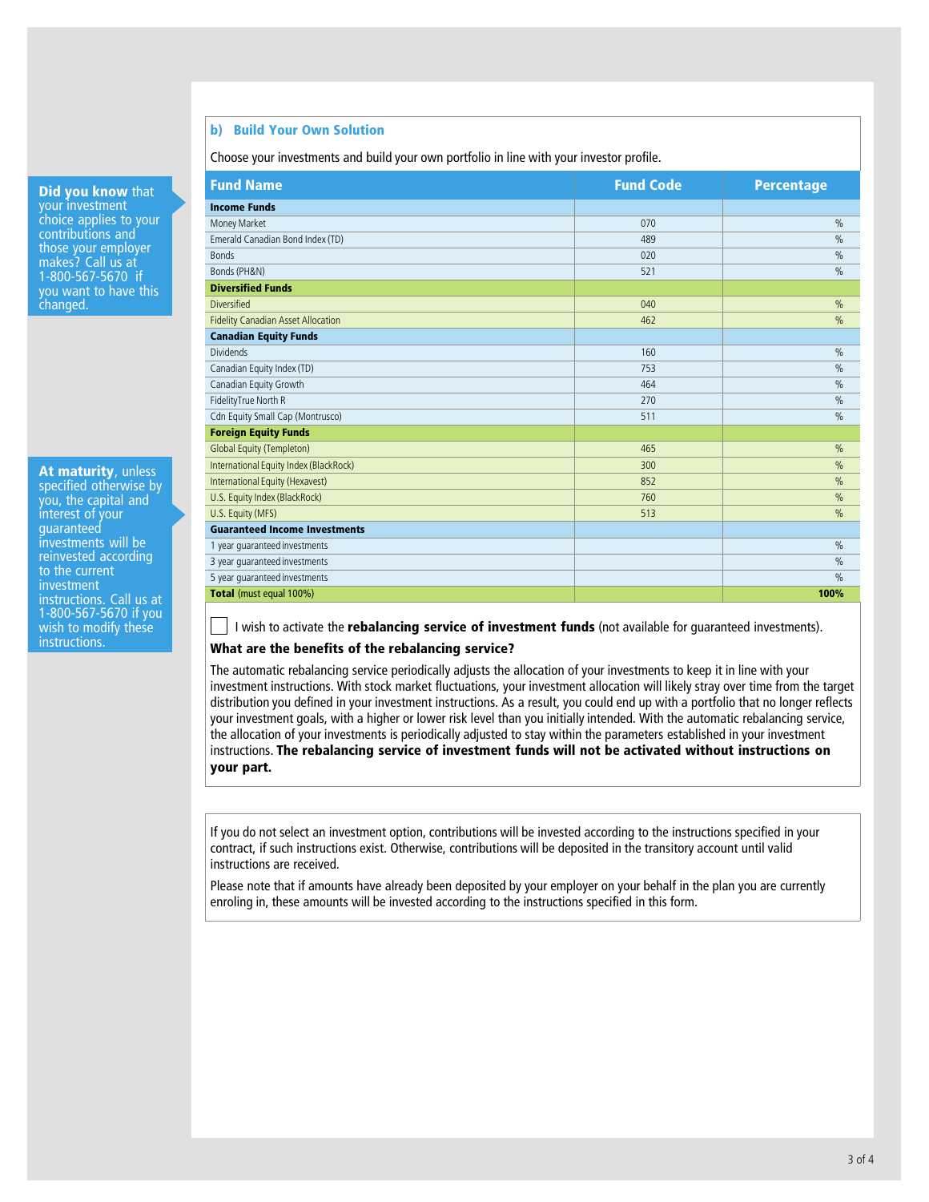## b) Build Your Own Solution

Choose your investments and build your own portfolio in line with your investor profile.

| Fund Name | Fund Code | Percentage |
|---|---|---|
| **Income Funds** | | |
| Money Market | 070 | % |
| Emerald Canadian Bond Index (TD) | 489 | % |
| Bonds | 020 | % |
| Bonds (PH&N) | 521 | % |
| **Diversified Funds** | | |
| Diversified | 040 | % |
| Fidelity Canadian Asset Allocation | 462 | % |
| **Canadian Equity Funds** | | |
| Dividends | 160 | % |
| Canadian Equity Index (TD) | 753 | % |
| Canadian Equity Growth | 464 | % |
| FidelityTrue North R | 270 | % |
| Cdn Equity Small Cap (Montrusco) | 511 | % |
| **Foreign Equity Funds** | | |
| Global Equity (Templeton) | 465 | % |
| International Equity Index (BlackRock) | 300 | % |
| International Equity (Hexavest) | 852 | % |
| U.S. Equity Index (BlackRock) | 760 | % |
| U.S. Equity (MFS) | 513 | % |
| **Guaranteed Income Investments** | | |
| 1 year guaranteed investments | | % |
| 3 year guaranteed investments | | % |
| 5 year guaranteed investments | | % |
| **Total** (must equal 100%) | | **100%** |

☐ I wish to activate the **rebalancing service of investment funds** (not available for guaranteed investments).

**What are the benefits of the rebalancing service?**

The automatic rebalancing service periodically adjusts the allocation of your investments to keep it in line with your investment instructions. With stock market fluctuations, your investment allocation will likely stray over time from the target distribution you defined in your investment instructions. As a result, you could end up with a portfolio that no longer reflects your investment goals, with a higher or lower risk level than you initially intended. With the automatic rebalancing service, the allocation of your investments is periodically adjusted to stay within the parameters established in your investment instructions. **The rebalancing service of investment funds will not be activated without instructions on your part.**

If you do not select an investment option, contributions will be invested according to the instructions specified in your contract, if such instructions exist. Otherwise, contributions will be deposited in the transitory account until valid instructions are received.

Please note that if amounts have already been deposited by your employer on your behalf in the plan you are currently enroling in, these amounts will be invested according to the instructions specified in this form.

**Did you know** that your investment choice applies to your contributions and those your employer makes? Call us at 1-800-567-5670 if you want to have this changed.

**At maturity**, unless specified otherwise by you, the capital and interest of your guaranteed investments will be reinvested according to the current investment instructions. Call us at 1-800-567-5670 if you wish to modify these instructions.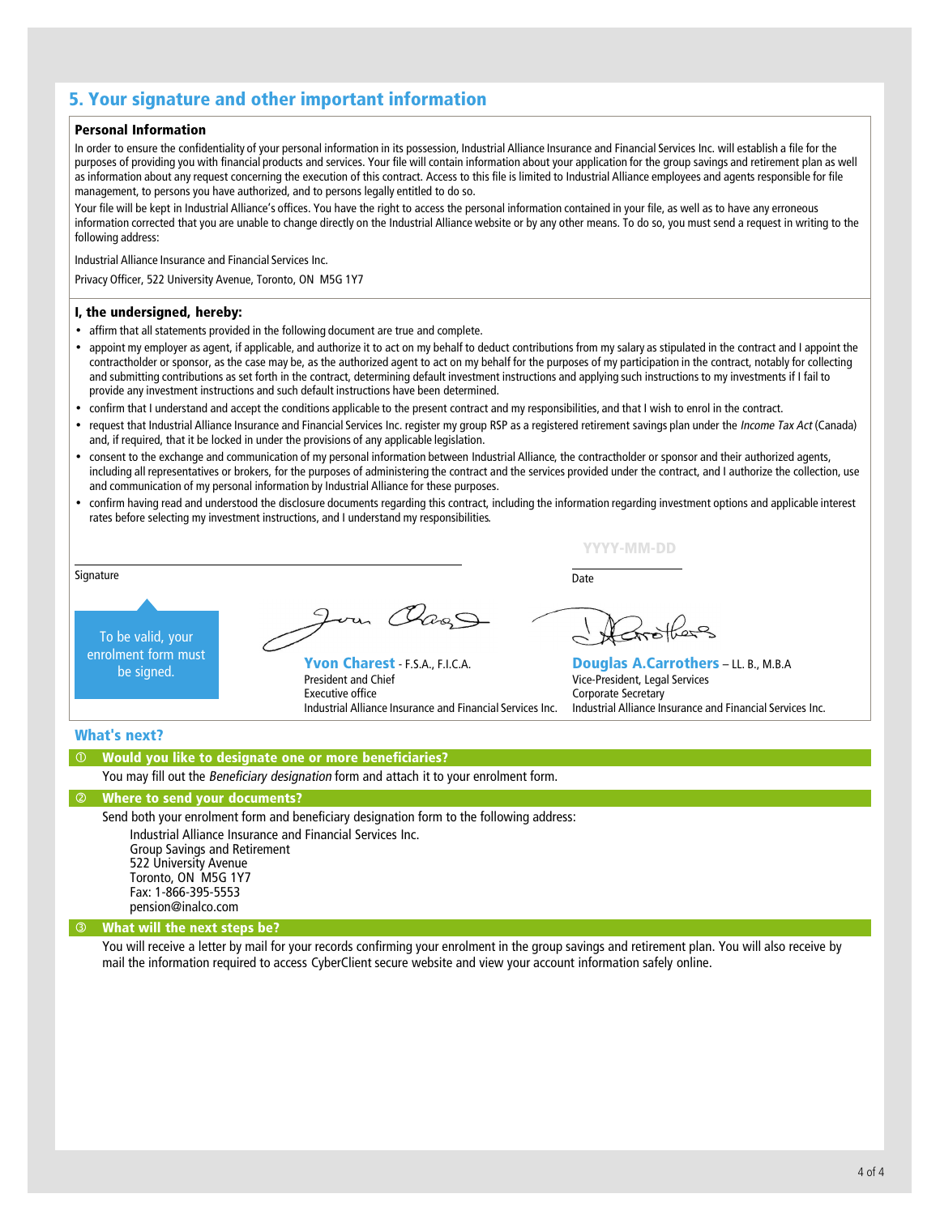## 5. Your signature and other important information

### Personal Information

In order to ensure the confidentiality of your personal information in its possession, Industrial Alliance Insurance and Financial Services Inc. will establish a file for the purposes of providing you with financial products and services. Your file will contain information about your application for the group savings and retirement plan as well as information about any request concerning the execution of this contract. Access to this file is limited to Industrial Alliance employees and agents responsible for file management, to persons you have authorized, and to persons legally entitled to do so.

Your file will be kept in Industrial Alliance's offices. You have the right to access the personal information contained in your file, as well as to have any erroneous information corrected that you are unable to change directly on the Industrial Alliance website or by any other means. To do so, you must send a request in writing to the following address:

Industrial Alliance Insurance and Financial Services Inc.

Privacy Officer, 522 University Avenue, Toronto, ON M5G 1Y7

### I, the undersigned, hereby:

- affirm that all statements provided in the following document are true and complete.
- appoint my employer as agent, if applicable, and authorize it to act on my behalf to deduct contributions from my salary as stipulated in the contract and I appoint the contractholder or sponsor, as the case may be, as the authorized agent to act on my behalf for the purposes of my participation in the contract, notably for collecting and submitting contributions as set forth in the contract, determining default investment instructions and applying such instructions to my investments if I fail to provide any investment instructions and such default instructions have been determined.
- confirm that I understand and accept the conditions applicable to the present contract and my responsibilities, and that I wish to enrol in the contract.
- request that Industrial Alliance Insurance and Financial Services Inc. register my group RSP as a registered retirement savings plan under the *Income Tax Act* (Canada) and, if required, that it be locked in under the provisions of any applicable legislation.
- consent to the exchange and communication of my personal information between Industrial Alliance, the contractholder or sponsor and their authorized agents, including all representatives or brokers, for the purposes of administering the contract and the services provided under the contract, and I authorize the collection, use and communication of my personal information by Industrial Alliance for these purposes.
- confirm having read and understood the disclosure documents regarding this contract, including the information regarding investment options and applicable interest rates before selecting my investment instructions, and I understand my responsibilities.

Signature ______________________________ Date YYYY-MM-DD

To be valid, your enrolment form must be signed.

**Yvon Charest** - F.S.A., F.I.C.A.
President and Chief Executive office
Industrial Alliance Insurance and Financial Services Inc.

**Douglas A.Carrothers** – LL. B., M.B.A
Vice-President, Legal Services
Corporate Secretary
Industrial Alliance Insurance and Financial Services Inc.

### What's next?

**① Would you like to designate one or more beneficiaries?**

You may fill out the *Beneficiary designation* form and attach it to your enrolment form.

**② Where to send your documents?**

Send both your enrolment form and beneficiary designation form to the following address:

Industrial Alliance Insurance and Financial Services Inc.
Group Savings and Retirement
522 University Avenue
Toronto, ON M5G 1Y7
Fax: 1-866-395-5553
pension@inalco.com

**③ What will the next steps be?**

You will receive a letter by mail for your records confirming your enrolment in the group savings and retirement plan. You will also receive by mail the information required to access CyberClient secure website and view your account information safely online.